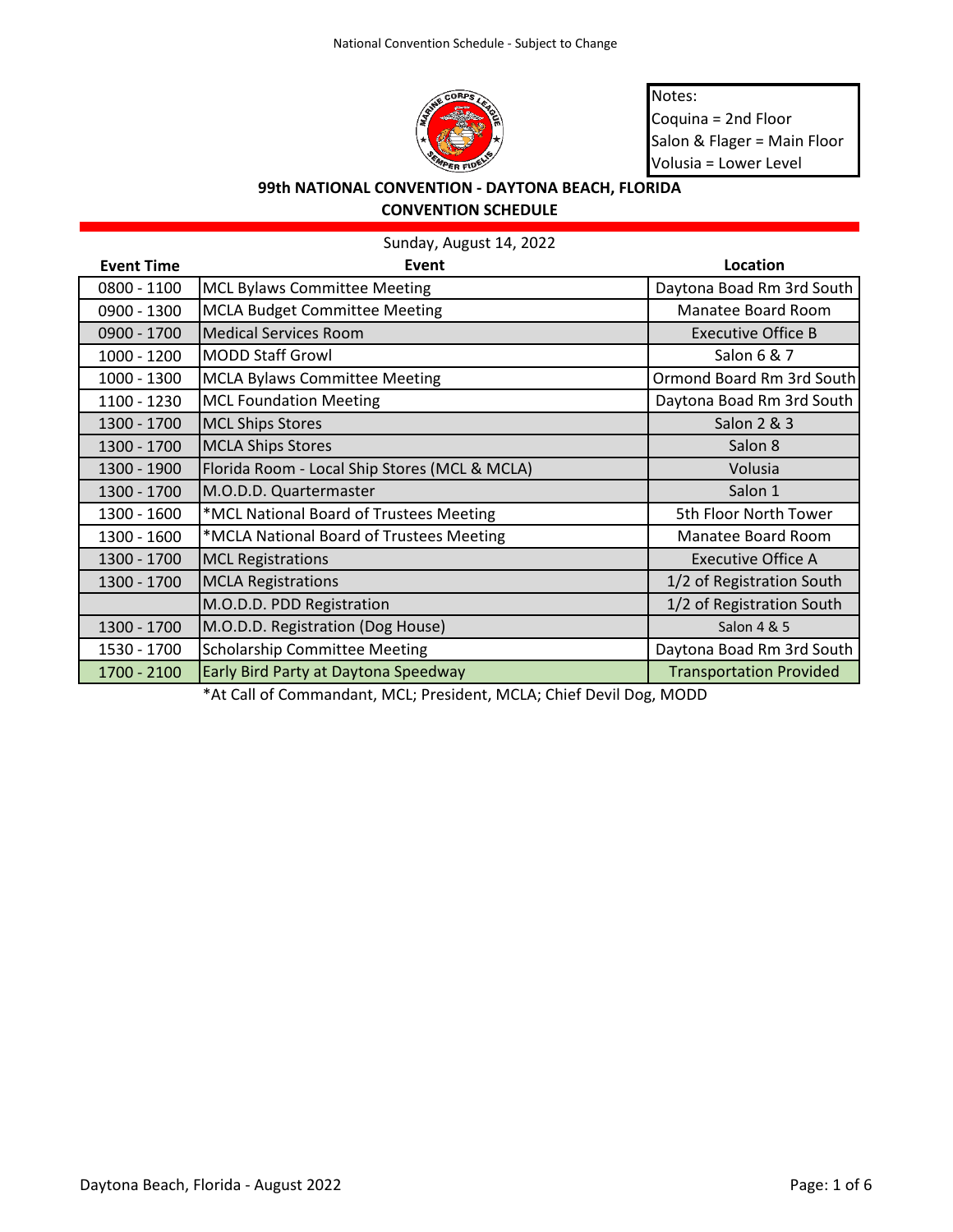Notes:
Coquina = 2nd Floor
Salon & Flager = Main Floor
Volusia = Lower Level

## 99th NATIONAL CONVENTION - DAYTONA BEACH, FLORIDA

## CONVENTION SCHEDULE

Sunday, August 14, 2022

| Event Time | Event | Location |
|---|---|---|
| 0800 - 1100 | MCL Bylaws Committee Meeting | Daytona Boad Rm 3rd South |
| 0900 - 1300 | MCLA Budget Committee Meeting | Manatee Board Room |
| 0900 - 1700 | Medical Services Room | Executive Office B |
| 1000 - 1200 | MODD Staff Growl | Salon 6 & 7 |
| 1000 - 1300 | MCLA Bylaws Committee Meeting | Ormond Board Rm 3rd South |
| 1100 - 1230 | MCL Foundation Meeting | Daytona Boad Rm 3rd South |
| 1300 - 1700 | MCL Ships Stores | Salon 2 & 3 |
| 1300 - 1700 | MCLA Ships Stores | Salon 8 |
| 1300 - 1900 | Florida Room - Local Ship Stores (MCL & MCLA) | Volusia |
| 1300 - 1700 | M.O.D.D. Quartermaster | Salon 1 |
| 1300 - 1600 | *MCL National Board of Trustees Meeting | 5th Floor North Tower |
| 1300 - 1600 | *MCLA National Board of Trustees Meeting | Manatee Board Room |
| 1300 - 1700 | MCL Registrations | Executive Office A |
| 1300 - 1700 | MCLA Registrations | 1/2 of Registration South |
| | M.O.D.D. PDD Registration | 1/2 of Registration South |
| 1300 - 1700 | M.O.D.D. Registration (Dog House) | Salon 4 & 5 |
| 1530 - 1700 | Scholarship Committee Meeting | Daytona Boad Rm 3rd South |
| 1700 - 2100 | Early Bird Party at Daytona Speedway | Transportation Provided |

*At Call of Commandant, MCL; President, MCLA; Chief Devil Dog, MODD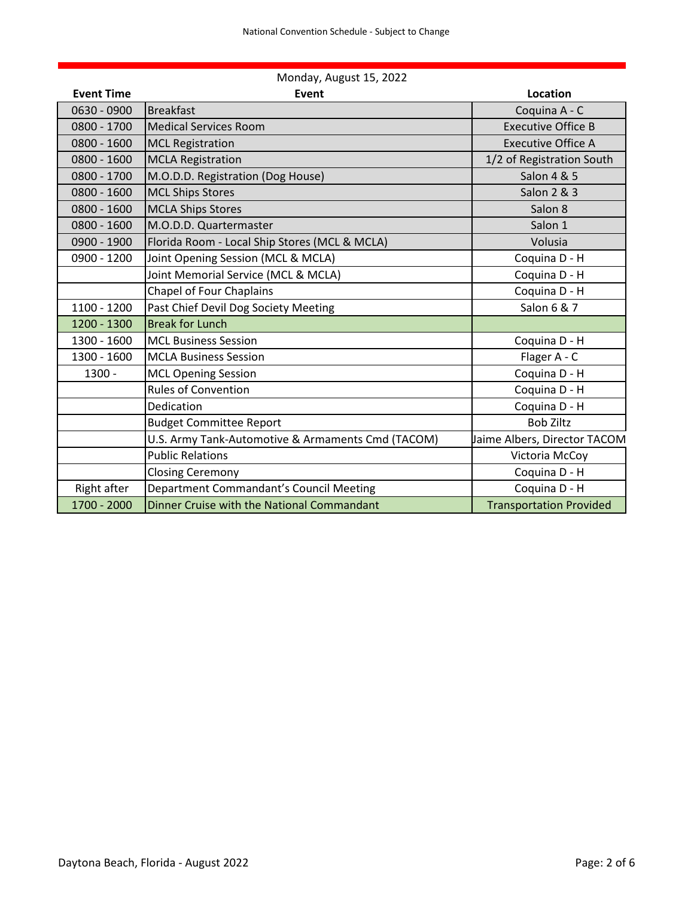Monday, August 15, 2022

| Event Time | Event | Location |
|---|---|---|
| 0630 - 0900 | Breakfast | Coquina A - C |
| 0800 - 1700 | Medical Services Room | Executive Office B |
| 0800 - 1600 | MCL Registration | Executive Office A |
| 0800 - 1600 | MCLA Registration | 1/2 of Registration South |
| 0800 - 1700 | M.O.D.D. Registration (Dog House) | Salon 4 & 5 |
| 0800 - 1600 | MCL Ships Stores | Salon 2 & 3 |
| 0800 - 1600 | MCLA Ships Stores | Salon 8 |
| 0800 - 1600 | M.O.D.D. Quartermaster | Salon 1 |
| 0900 - 1900 | Florida Room - Local Ship Stores (MCL & MCLA) | Volusia |
| 0900 - 1200 | Joint Opening Session (MCL & MCLA) | Coquina D - H |
| | Joint Memorial Service (MCL & MCLA) | Coquina D - H |
| | Chapel of Four Chaplains | Coquina D - H |
| 1100 - 1200 | Past Chief Devil Dog Society Meeting | Salon 6 & 7 |
| 1200 - 1300 | Break for Lunch | |
| 1300 - 1600 | MCL Business Session | Coquina D - H |
| 1300 - 1600 | MCLA Business Session | Flager A - C |
| 1300 - | MCL Opening Session | Coquina D - H |
| | Rules of Convention | Coquina D - H |
| | Dedication | Coquina D - H |
| | Budget Committee Report | Bob Ziltz |
| | U.S. Army Tank-Automotive & Armaments Cmd (TACOM) | Jaime Albers, Director TACOM |
| | Public Relations | Victoria McCoy |
| | Closing Ceremony | Coquina D - H |
| Right after | Department Commandant's Council Meeting | Coquina D - H |
| 1700 - 2000 | Dinner Cruise with the National Commandant | Transportation Provided |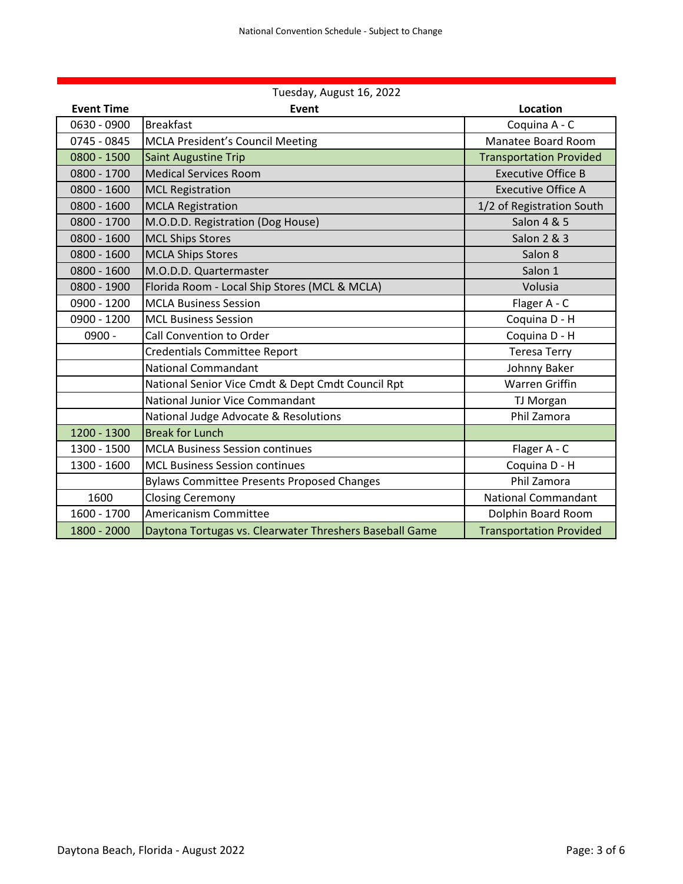## Tuesday, August 16, 2022

| Event Time | Event | Location |
|---|---|---|
| 0630 - 0900 | Breakfast | Coquina A - C |
| 0745 - 0845 | MCLA President's Council Meeting | Manatee Board Room |
| 0800 - 1500 | Saint Augustine Trip | Transportation Provided |
| 0800 - 1700 | Medical Services Room | Executive Office B |
| 0800 - 1600 | MCL Registration | Executive Office A |
| 0800 - 1600 | MCLA Registration | 1/2 of Registration South |
| 0800 - 1700 | M.O.D.D. Registration (Dog House) | Salon 4 & 5 |
| 0800 - 1600 | MCL Ships Stores | Salon 2 & 3 |
| 0800 - 1600 | MCLA Ships Stores | Salon 8 |
| 0800 - 1600 | M.O.D.D. Quartermaster | Salon 1 |
| 0800 - 1900 | Florida Room - Local Ship Stores (MCL & MCLA) | Volusia |
| 0900 - 1200 | MCLA Business Session | Flager A - C |
| 0900 - 1200 | MCL Business Session | Coquina D - H |
| 0900 - | Call Convention to Order | Coquina D - H |
| | Credentials Committee Report | Teresa Terry |
| | National Commandant | Johnny Baker |
| | National Senior Vice Cmdt & Dept Cmdt Council Rpt | Warren Griffin |
| | National Junior Vice Commandant | TJ Morgan |
| | National Judge Advocate & Resolutions | Phil Zamora |
| 1200 - 1300 | Break for Lunch | |
| 1300 - 1500 | MCLA Business Session continues | Flager A - C |
| 1300 - 1600 | MCL Business Session continues | Coquina D - H |
| | Bylaws Committee Presents Proposed Changes | Phil Zamora |
| 1600 | Closing Ceremony | National Commandant |
| 1600 - 1700 | Americanism Committee | Dolphin Board Room |
| 1800 - 2000 | Daytona Tortugas vs. Clearwater Threshers Baseball Game | Transportation Provided |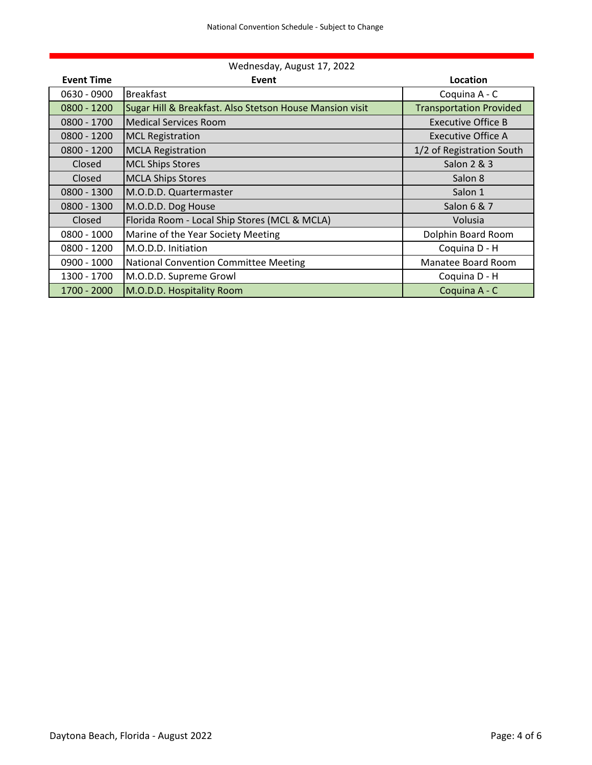## Wednesday, August 17, 2022

| Event Time | Event | Location |
|---|---|---|
| 0630 - 0900 | Breakfast | Coquina A - C |
| 0800 - 1200 | Sugar Hill & Breakfast. Also Stetson House Mansion visit | Transportation Provided |
| 0800 - 1700 | Medical Services Room | Executive Office B |
| 0800 - 1200 | MCL Registration | Executive Office A |
| 0800 - 1200 | MCLA Registration | 1/2 of Registration South |
| Closed | MCL Ships Stores | Salon 2 & 3 |
| Closed | MCLA Ships Stores | Salon 8 |
| 0800 - 1300 | M.O.D.D. Quartermaster | Salon 1 |
| 0800 - 1300 | M.O.D.D. Dog House | Salon 6 & 7 |
| Closed | Florida Room - Local Ship Stores (MCL & MCLA) | Volusia |
| 0800 - 1000 | Marine of the Year Society Meeting | Dolphin Board Room |
| 0800 - 1200 | M.O.D.D. Initiation | Coquina D - H |
| 0900 - 1000 | National Convention Committee Meeting | Manatee Board Room |
| 1300 - 1700 | M.O.D.D. Supreme Growl | Coquina D - H |
| 1700 - 2000 | M.O.D.D. Hospitality Room | Coquina A - C |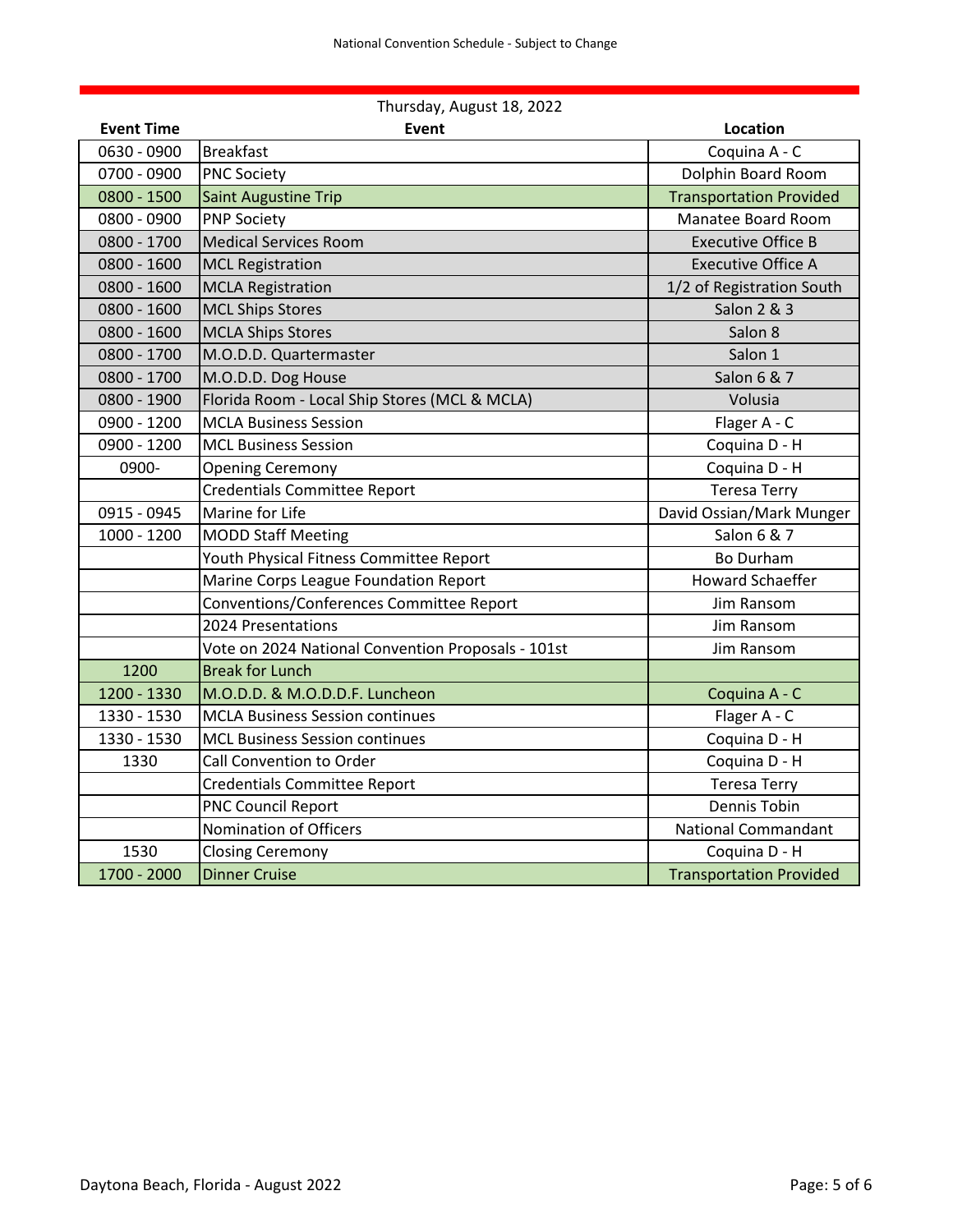## Thursday, August 18, 2022

| Event Time | Event | Location |
|---|---|---|
| 0630 - 0900 | Breakfast | Coquina A - C |
| 0700 - 0900 | PNC Society | Dolphin Board Room |
| 0800 - 1500 | Saint Augustine Trip | Transportation Provided |
| 0800 - 0900 | PNP Society | Manatee Board Room |
| 0800 - 1700 | Medical Services Room | Executive Office B |
| 0800 - 1600 | MCL Registration | Executive Office A |
| 0800 - 1600 | MCLA Registration | 1/2 of Registration South |
| 0800 - 1600 | MCL Ships Stores | Salon 2 & 3 |
| 0800 - 1600 | MCLA Ships Stores | Salon 8 |
| 0800 - 1700 | M.O.D.D. Quartermaster | Salon 1 |
| 0800 - 1700 | M.O.D.D. Dog House | Salon 6 & 7 |
| 0800 - 1900 | Florida Room - Local Ship Stores (MCL & MCLA) | Volusia |
| 0900 - 1200 | MCLA Business Session | Flager A - C |
| 0900 - 1200 | MCL Business Session | Coquina D - H |
| 0900- | Opening Ceremony | Coquina D - H |
| | Credentials Committee Report | Teresa Terry |
| 0915 - 0945 | Marine for Life | David Ossian/Mark Munger |
| 1000 - 1200 | MODD Staff Meeting | Salon 6 & 7 |
| | Youth Physical Fitness Committee Report | Bo Durham |
| | Marine Corps League Foundation Report | Howard Schaeffer |
| | Conventions/Conferences Committee Report | Jim Ransom |
| | 2024 Presentations | Jim Ransom |
| | Vote on 2024 National Convention Proposals - 101st | Jim Ransom |
| 1200 | Break for Lunch | |
| 1200 - 1330 | M.O.D.D. & M.O.D.D.F. Luncheon | Coquina A - C |
| 1330 - 1530 | MCLA Business Session continues | Flager A - C |
| 1330 - 1530 | MCL Business Session continues | Coquina D - H |
| 1330 | Call Convention to Order | Coquina D - H |
| | Credentials Committee Report | Teresa Terry |
| | PNC Council Report | Dennis Tobin |
| | Nomination of Officers | National Commandant |
| 1530 | Closing Ceremony | Coquina D - H |
| 1700 - 2000 | Dinner Cruise | Transportation Provided |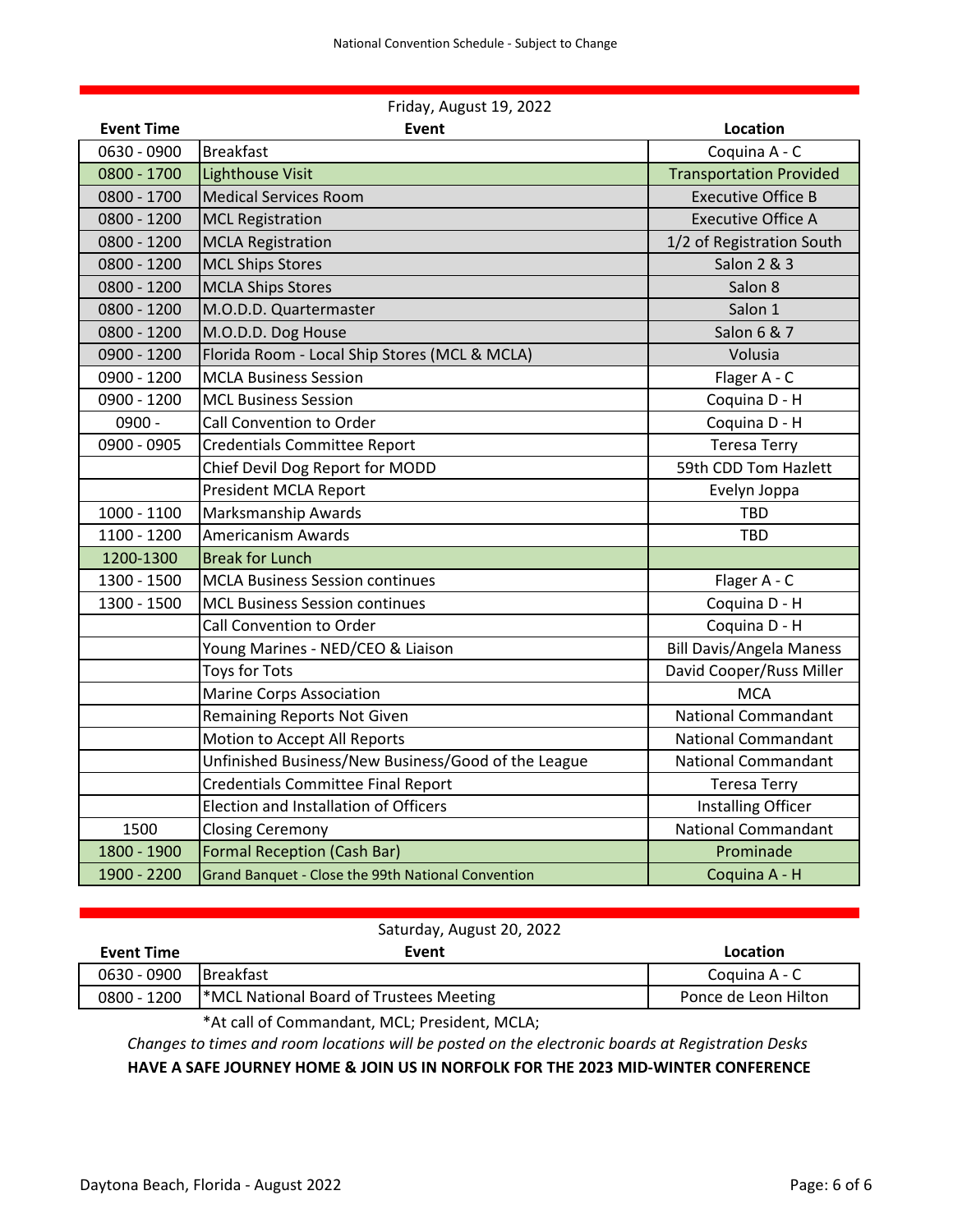## Friday, August 19, 2022

| Event Time | Event | Location |
|---|---|---|
| 0630 - 0900 | Breakfast | Coquina A - C |
| 0800 - 1700 | Lighthouse Visit | Transportation Provided |
| 0800 - 1700 | Medical Services Room | Executive Office B |
| 0800 - 1200 | MCL Registration | Executive Office A |
| 0800 - 1200 | MCLA Registration | 1/2 of Registration South |
| 0800 - 1200 | MCL Ships Stores | Salon 2 & 3 |
| 0800 - 1200 | MCLA Ships Stores | Salon 8 |
| 0800 - 1200 | M.O.D.D. Quartermaster | Salon 1 |
| 0800 - 1200 | M.O.D.D. Dog House | Salon 6 & 7 |
| 0900 - 1200 | Florida Room - Local Ship Stores (MCL & MCLA) | Volusia |
| 0900 - 1200 | MCLA Business Session | Flager A - C |
| 0900 - 1200 | MCL Business Session | Coquina D - H |
| 0900 - | Call Convention to Order | Coquina D - H |
| 0900 - 0905 | Credentials Committee Report | Teresa Terry |
| | Chief Devil Dog Report for MODD | 59th CDD Tom Hazlett |
| | President MCLA Report | Evelyn Joppa |
| 1000 - 1100 | Marksmanship Awards | TBD |
| 1100 - 1200 | Americanism Awards | TBD |
| 1200-1300 | Break for Lunch | |
| 1300 - 1500 | MCLA Business Session continues | Flager A - C |
| 1300 - 1500 | MCL Business Session continues | Coquina D - H |
| | Call Convention to Order | Coquina D - H |
| | Young Marines - NED/CEO & Liaison | Bill Davis/Angela Maness |
| | Toys for Tots | David Cooper/Russ Miller |
| | Marine Corps Association | MCA |
| | Remaining Reports Not Given | National Commandant |
| | Motion to Accept All Reports | National Commandant |
| | Unfinished Business/New Business/Good of the League | National Commandant |
| | Credentials Committee Final Report | Teresa Terry |
| | Election and Installation of Officers | Installing Officer |
| 1500 | Closing Ceremony | National Commandant |
| 1800 - 1900 | Formal Reception (Cash Bar) | Prominade |
| 1900 - 2200 | Grand Banquet - Close the 99th National Convention | Coquina A - H |

## Saturday, August 20, 2022

| Event Time | Event | Location |
|---|---|---|
| 0630 - 0900 | Breakfast | Coquina A - C |
| 0800 - 1200 | *MCL National Board of Trustees Meeting | Ponce de Leon Hilton |

*At call of Commandant, MCL; President, MCLA;

*Changes to times and room locations will be posted on the electronic boards at Registration Desks*

**HAVE A SAFE JOURNEY HOME & JOIN US IN NORFOLK FOR THE 2023 MID-WINTER CONFERENCE**